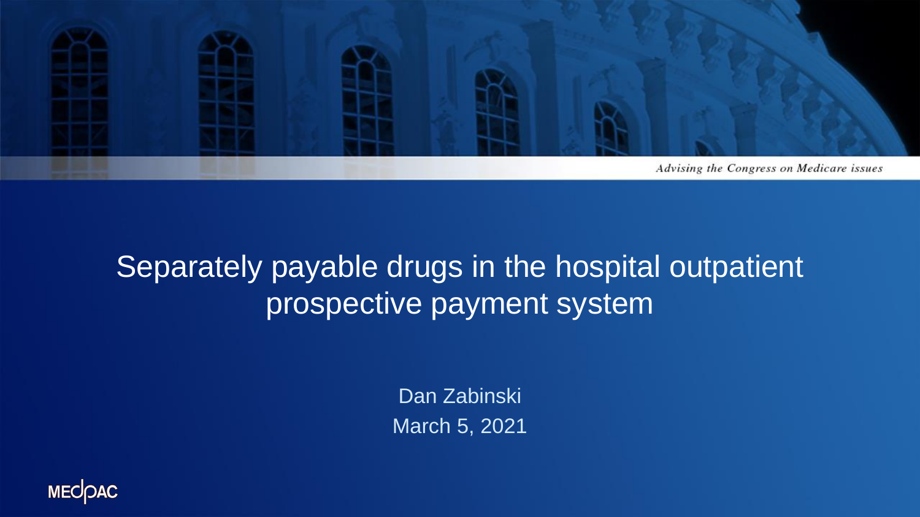Advising the Congress on Medicare issues

# Separately payable drugs in the hospital outpatient prospective payment system

Dan Zabinski

March 5, 2021

MEDPAC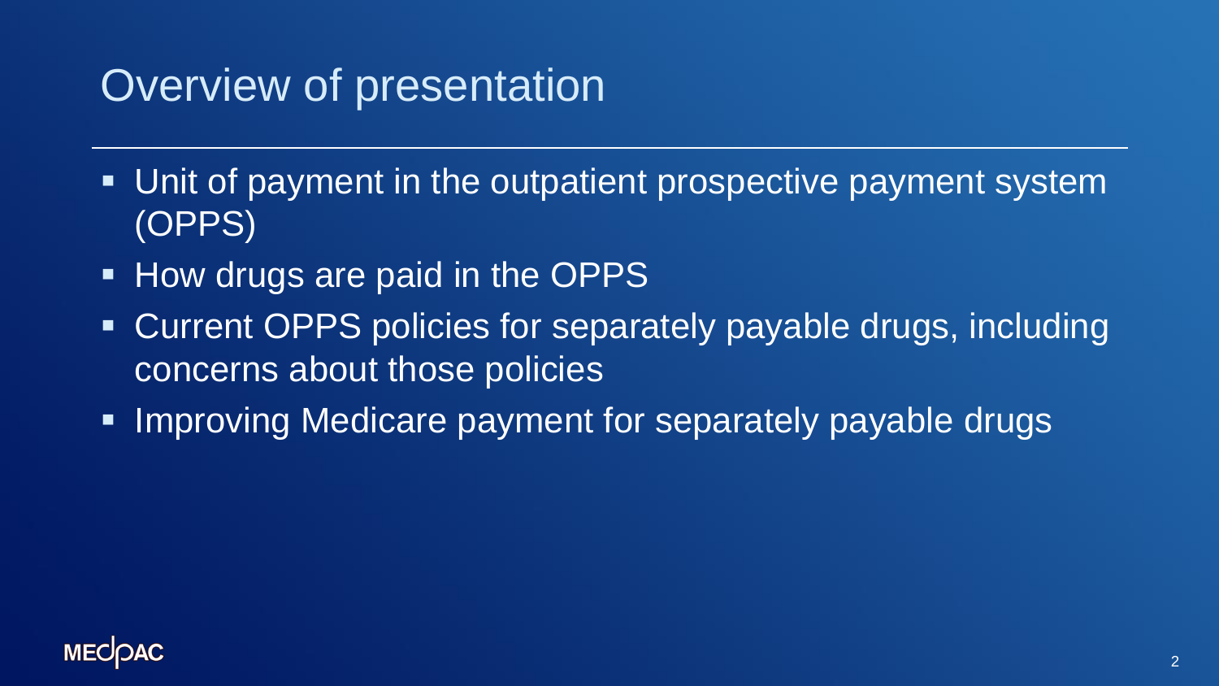# Overview of presentation

- Unit of payment in the outpatient prospective payment system (OPPS)
- How drugs are paid in the OPPS
- Current OPPS policies for separately payable drugs, including concerns about those policies
- Improving Medicare payment for separately payable drugs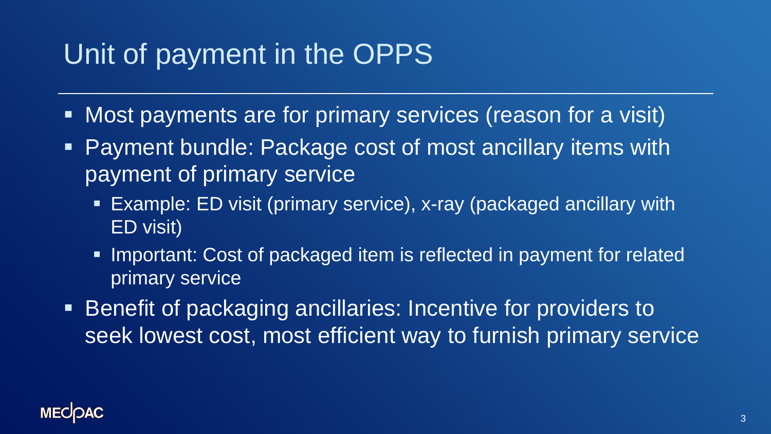# Unit of payment in the OPPS

- Most payments are for primary services (reason for a visit)
- Payment bundle: Package cost of most ancillary items with payment of primary service
  - Example: ED visit (primary service), x-ray (packaged ancillary with ED visit)
  - Important: Cost of packaged item is reflected in payment for related primary service
- Benefit of packaging ancillaries: Incentive for providers to seek lowest cost, most efficient way to furnish primary service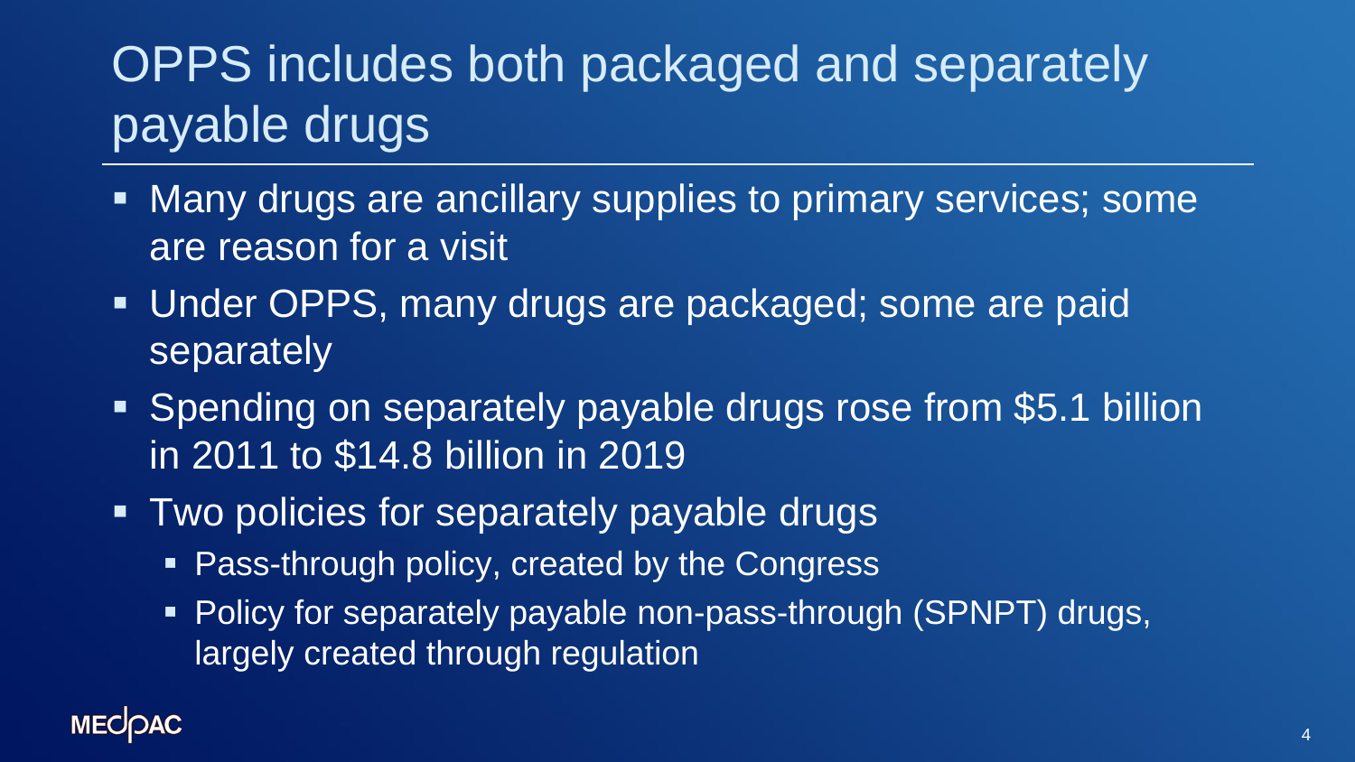# OPPS includes both packaged and separately payable drugs

- Many drugs are ancillary supplies to primary services; some are reason for a visit
- Under OPPS, many drugs are packaged; some are paid separately
- Spending on separately payable drugs rose from $5.1 billion in 2011 to $14.8 billion in 2019
- Two policies for separately payable drugs
  - Pass-through policy, created by the Congress
  - Policy for separately payable non-pass-through (SPNPT) drugs, largely created through regulation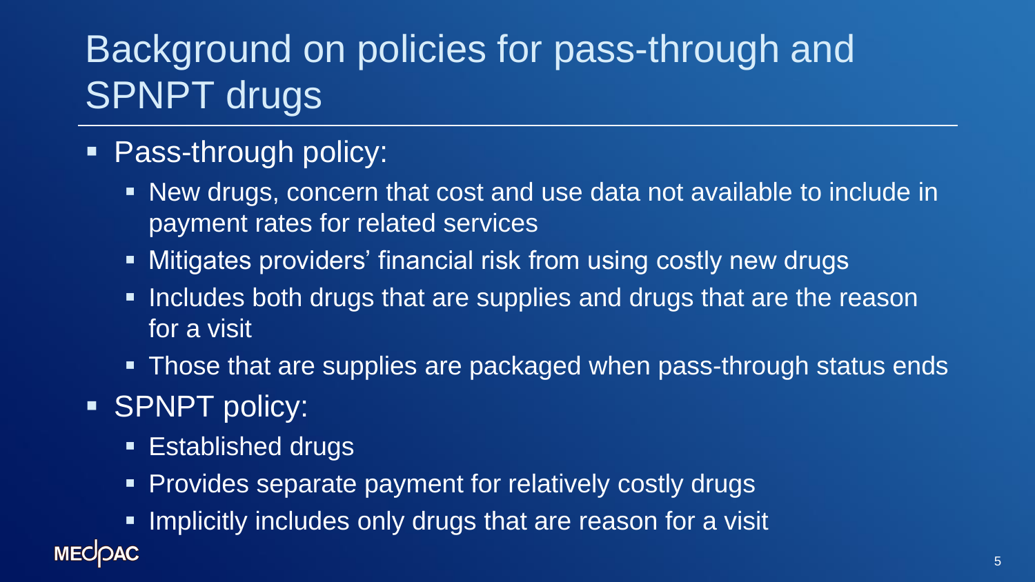# Background on policies for pass-through and SPNPT drugs

- Pass-through policy:
  - New drugs, concern that cost and use data not available to include in payment rates for related services
  - Mitigates providers' financial risk from using costly new drugs
  - Includes both drugs that are supplies and drugs that are the reason for a visit
  - Those that are supplies are packaged when pass-through status ends
- SPNPT policy:
  - Established drugs
  - Provides separate payment for relatively costly drugs
  - Implicitly includes only drugs that are reason for a visit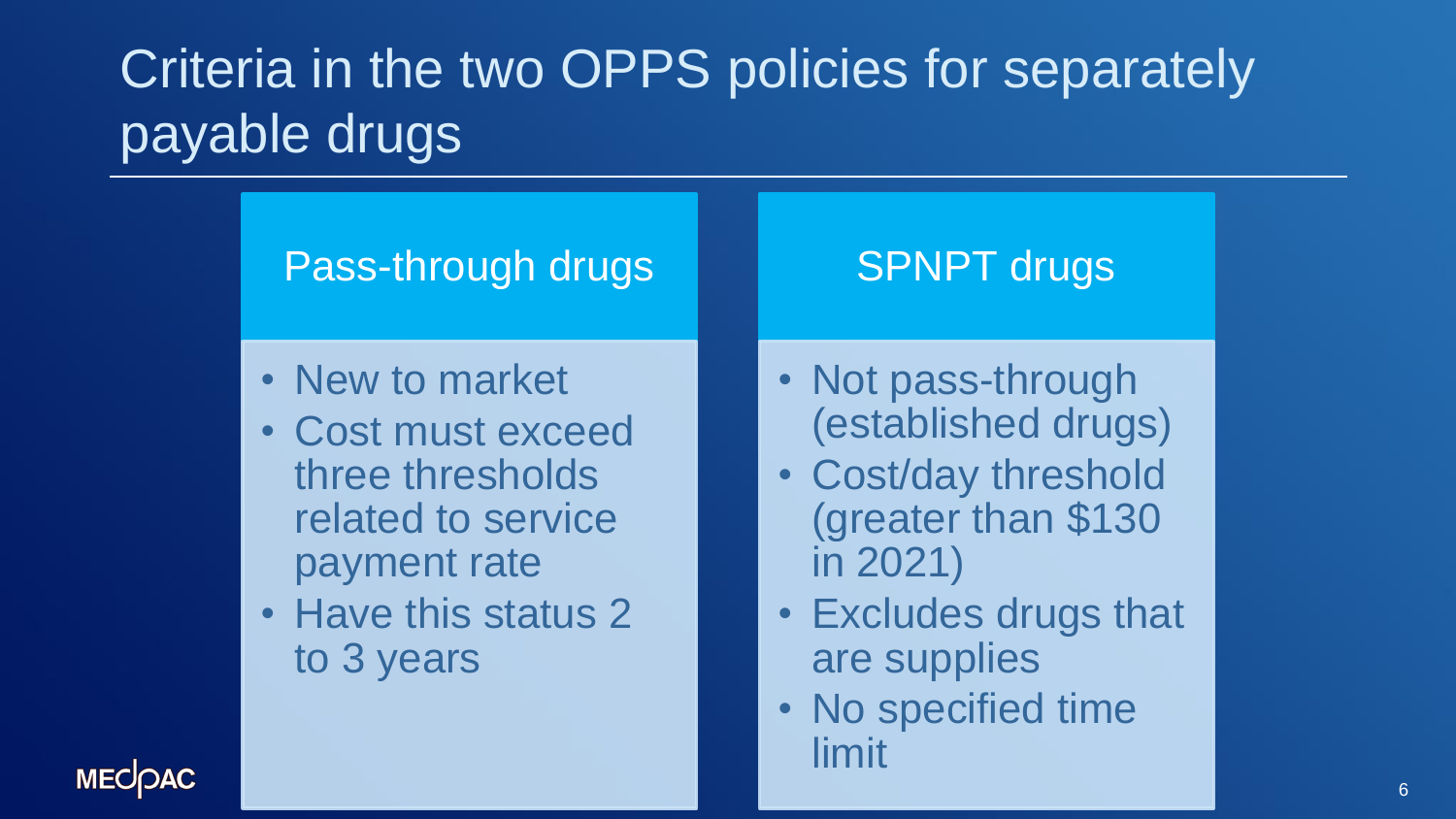# Criteria in the two OPPS policies for separately payable drugs

| Pass-through drugs | SPNPT drugs |
| --- | --- |
| • New to market<br>• Cost must exceed three thresholds related to service payment rate<br>• Have this status 2 to 3 years | • Not pass-through (established drugs)<br>• Cost/day threshold (greater than $130 in 2021)<br>• Excludes drugs that are supplies<br>• No specified time limit |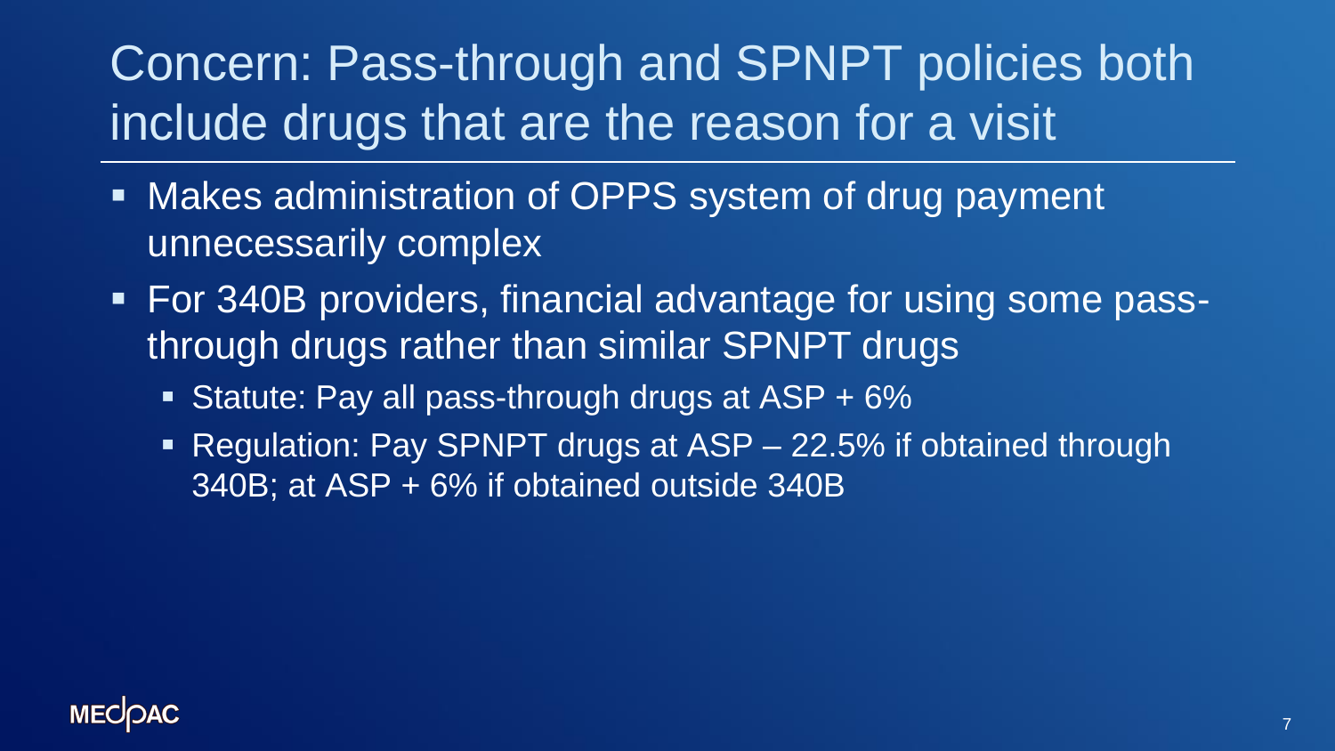# Concern: Pass-through and SPNPT policies both include drugs that are the reason for a visit

- Makes administration of OPPS system of drug payment unnecessarily complex
- For 340B providers, financial advantage for using some pass-through drugs rather than similar SPNPT drugs
  - Statute: Pay all pass-through drugs at ASP + 6%
  - Regulation: Pay SPNPT drugs at ASP – 22.5% if obtained through 340B; at ASP + 6% if obtained outside 340B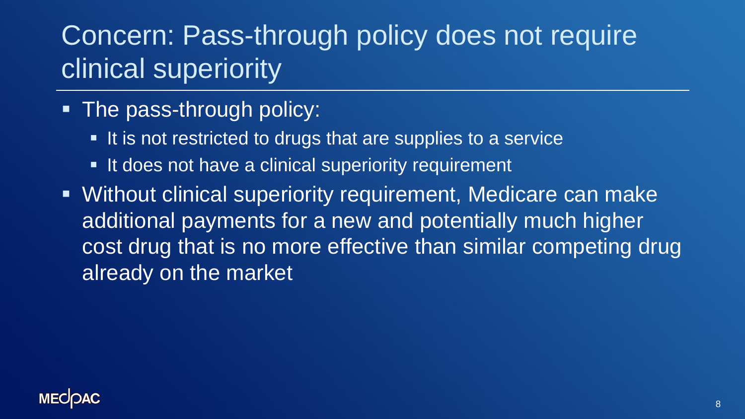# Concern: Pass-through policy does not require clinical superiority

- The pass-through policy:
  - It is not restricted to drugs that are supplies to a service
  - It does not have a clinical superiority requirement
- Without clinical superiority requirement, Medicare can make additional payments for a new and potentially much higher cost drug that is no more effective than similar competing drug already on the market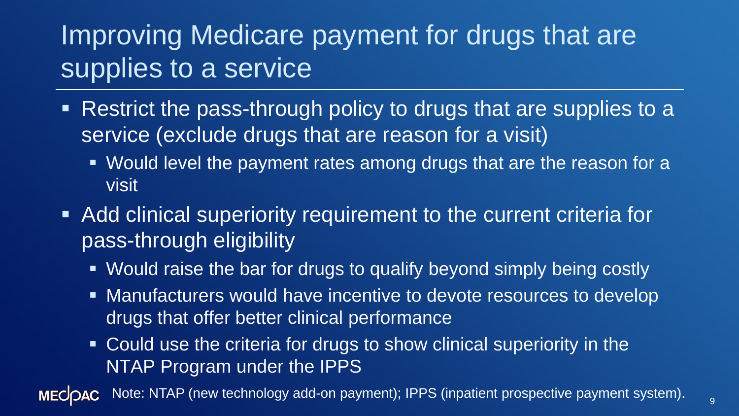# Improving Medicare payment for drugs that are supplies to a service

- Restrict the pass-through policy to drugs that are supplies to a service (exclude drugs that are reason for a visit)
  - Would level the payment rates among drugs that are the reason for a visit
- Add clinical superiority requirement to the current criteria for pass-through eligibility
  - Would raise the bar for drugs to qualify beyond simply being costly
  - Manufacturers would have incentive to devote resources to develop drugs that offer better clinical performance
  - Could use the criteria for drugs to show clinical superiority in the NTAP Program under the IPPS

Note: NTAP (new technology add-on payment); IPPS (inpatient prospective payment system).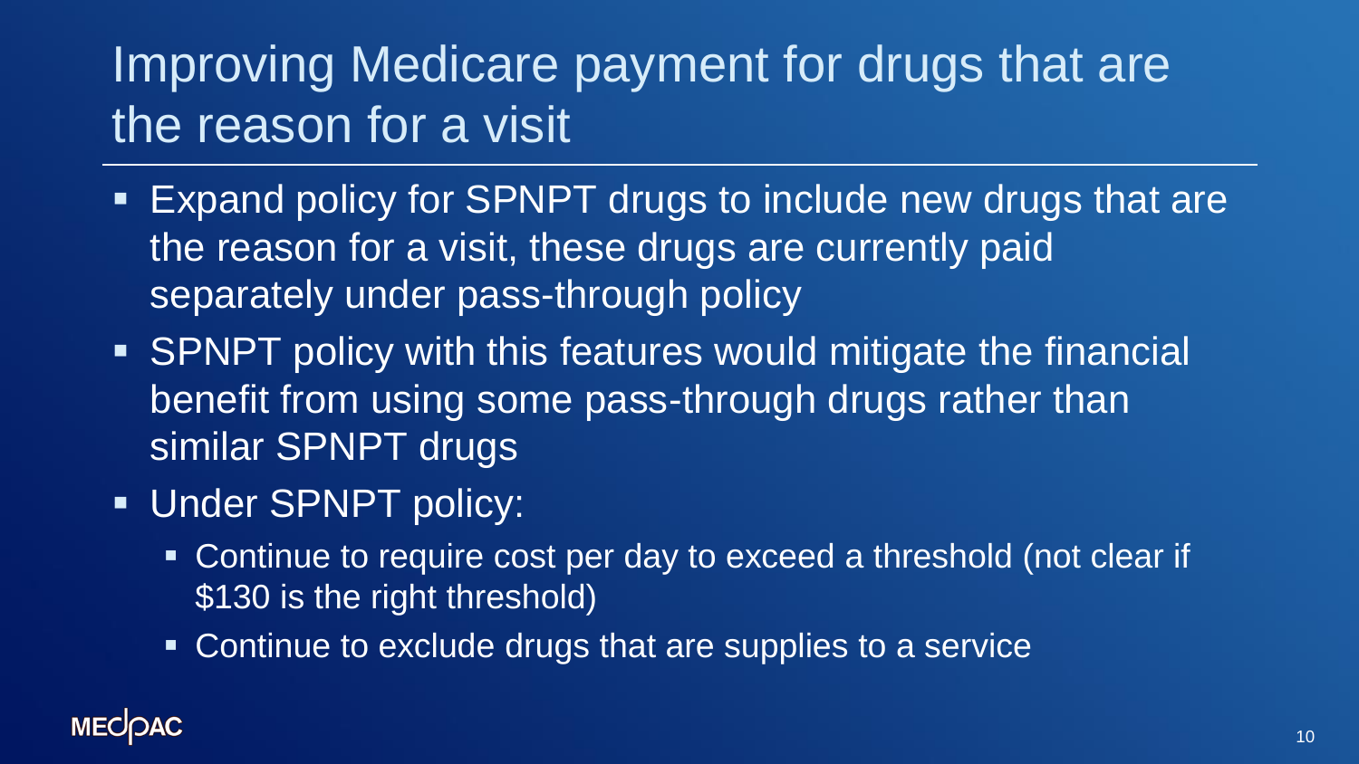# Improving Medicare payment for drugs that are the reason for a visit

- Expand policy for SPNPT drugs to include new drugs that are the reason for a visit, these drugs are currently paid separately under pass-through policy
- SPNPT policy with this features would mitigate the financial benefit from using some pass-through drugs rather than similar SPNPT drugs
- Under SPNPT policy:
  - Continue to require cost per day to exceed a threshold (not clear if $130 is the right threshold)
  - Continue to exclude drugs that are supplies to a service

MEDPAC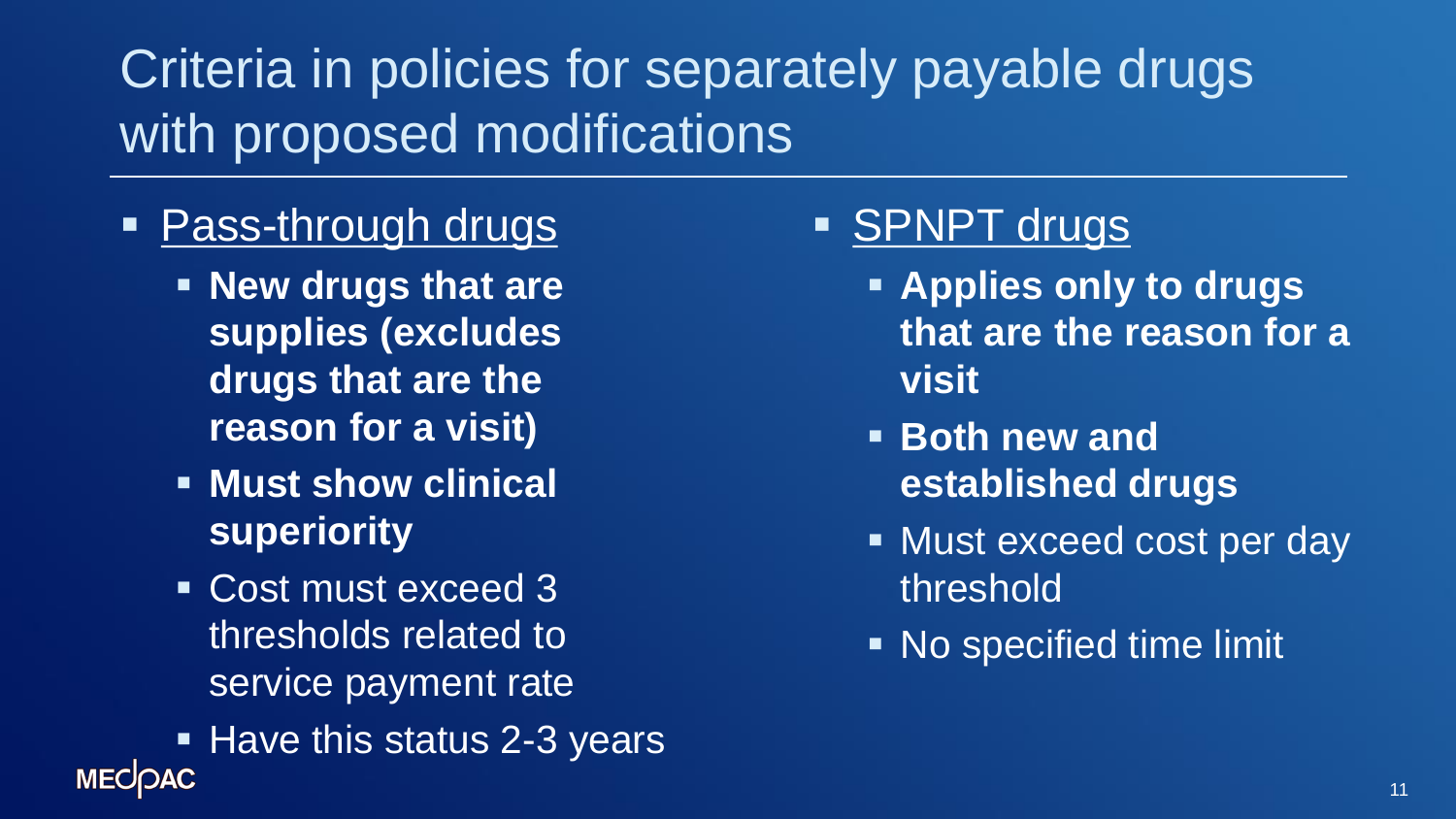# Criteria in policies for separately payable drugs with proposed modifications

- Pass-through drugs
  - **New drugs that are supplies (excludes drugs that are the reason for a visit)**
  - **Must show clinical superiority**
  - Cost must exceed 3 thresholds related to service payment rate
  - Have this status 2-3 years

- SPNPT drugs
  - **Applies only to drugs that are the reason for a visit**
  - **Both new and established drugs**
  - Must exceed cost per day threshold
  - No specified time limit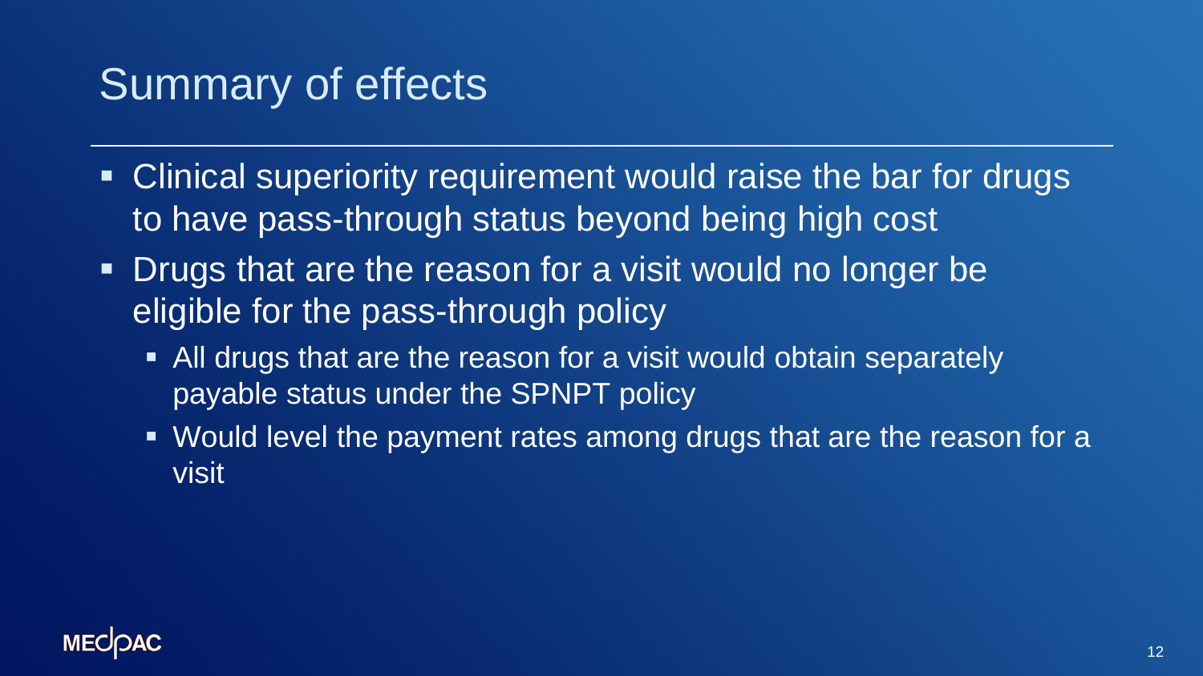# Summary of effects

- Clinical superiority requirement would raise the bar for drugs to have pass-through status beyond being high cost
- Drugs that are the reason for a visit would no longer be eligible for the pass-through policy
  - All drugs that are the reason for a visit would obtain separately payable status under the SPNPT policy
  - Would level the payment rates among drugs that are the reason for a visit